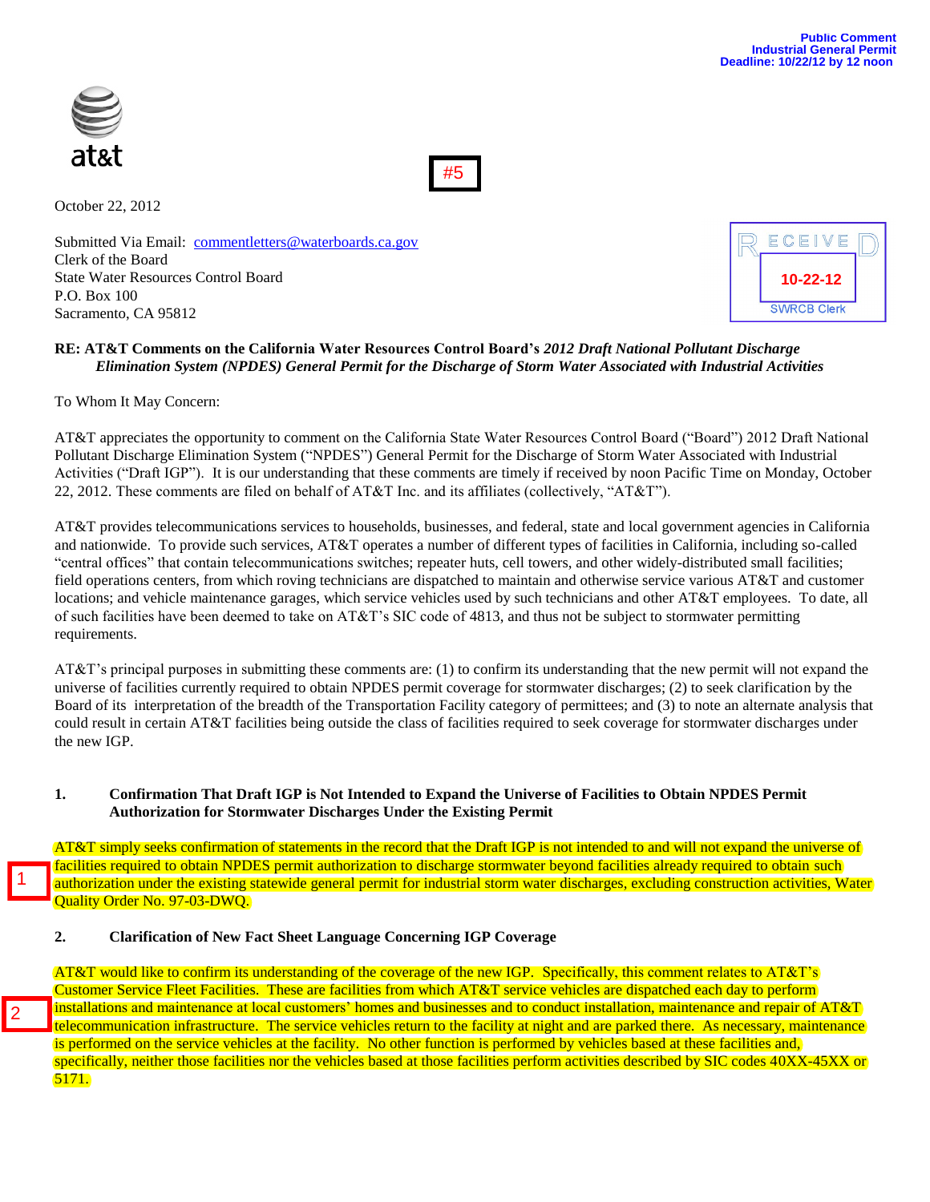Public Comment
Industrial General Permit
Deadline: 10/22/12 by 12 noon

at&t

#5

October 22, 2012

RECEIVED
10-22-12
SWRCB Clerk

Submitted Via Email: commentletters@waterboards.ca.gov
Clerk of the Board
State Water Resources Control Board
P.O. Box 100
Sacramento, CA 95812

**RE: AT&T Comments on the California Water Resources Control Board's *2012 Draft National Pollutant Discharge Elimination System (NPDES) General Permit for the Discharge of Storm Water Associated with Industrial Activities***

To Whom It May Concern:

AT&T appreciates the opportunity to comment on the California State Water Resources Control Board ("Board") 2012 Draft National Pollutant Discharge Elimination System ("NPDES") General Permit for the Discharge of Storm Water Associated with Industrial Activities ("Draft IGP"). It is our understanding that these comments are timely if received by noon Pacific Time on Monday, October 22, 2012. These comments are filed on behalf of AT&T Inc. and its affiliates (collectively, "AT&T").

AT&T provides telecommunications services to households, businesses, and federal, state and local government agencies in California and nationwide. To provide such services, AT&T operates a number of different types of facilities in California, including so-called "central offices" that contain telecommunications switches; repeater huts, cell towers, and other widely-distributed small facilities; field operations centers, from which roving technicians are dispatched to maintain and otherwise service various AT&T and customer locations; and vehicle maintenance garages, which service vehicles used by such technicians and other AT&T employees. To date, all of such facilities have been deemed to take on AT&T's SIC code of 4813, and thus not be subject to stormwater permitting requirements.

AT&T's principal purposes in submitting these comments are: (1) to confirm its understanding that the new permit will not expand the universe of facilities currently required to obtain NPDES permit coverage for stormwater discharges; (2) to seek clarification by the Board of its interpretation of the breadth of the Transportation Facility category of permittees; and (3) to note an alternate analysis that could result in certain AT&T facilities being outside the class of facilities required to seek coverage for stormwater discharges under the new IGP.

**1. Confirmation That Draft IGP is Not Intended to Expand the Universe of Facilities to Obtain NPDES Permit Authorization for Stormwater Discharges Under the Existing Permit**

1

AT&T simply seeks confirmation of statements in the record that the Draft IGP is not intended to and will not expand the universe of facilities required to obtain NPDES permit authorization to discharge stormwater beyond facilities already required to obtain such authorization under the existing statewide general permit for industrial storm water discharges, excluding construction activities, Water Quality Order No. 97-03-DWQ.

**2. Clarification of New Fact Sheet Language Concerning IGP Coverage**

2

AT&T would like to confirm its understanding of the coverage of the new IGP. Specifically, this comment relates to AT&T's Customer Service Fleet Facilities. These are facilities from which AT&T service vehicles are dispatched each day to perform installations and maintenance at local customers' homes and businesses and to conduct installation, maintenance and repair of AT&T telecommunication infrastructure. The service vehicles return to the facility at night and are parked there. As necessary, maintenance is performed on the service vehicles at the facility. No other function is performed by vehicles based at these facilities and, specifically, neither those facilities nor the vehicles based at those facilities perform activities described by SIC codes 40XX-45XX or 5171.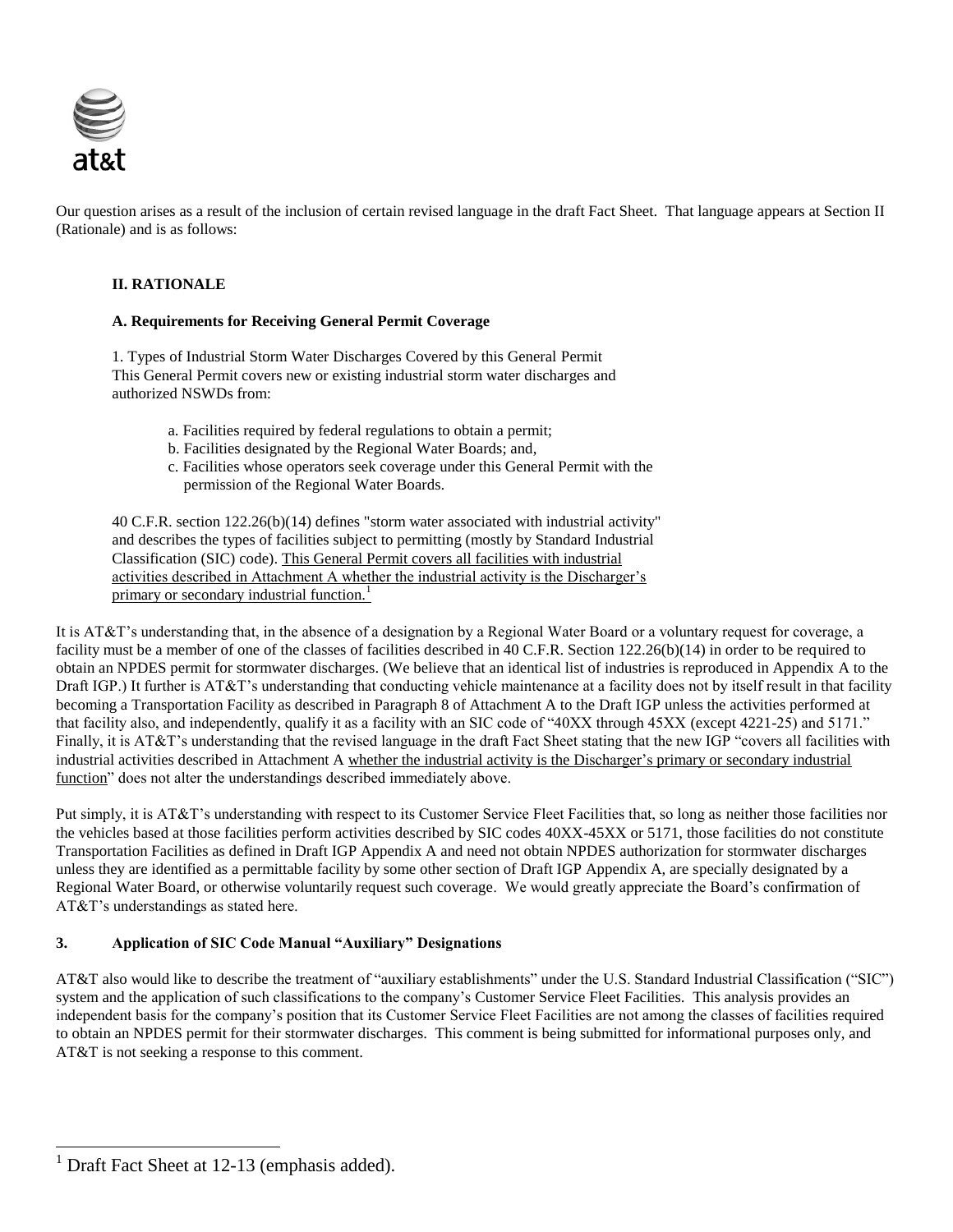Our question arises as a result of the inclusion of certain revised language in the draft Fact Sheet. That language appears at Section II (Rationale) and is as follows:

> **II. RATIONALE**
>
> **A. Requirements for Receiving General Permit Coverage**
>
> 1. Types of Industrial Storm Water Discharges Covered by this General Permit
> This General Permit covers new or existing industrial storm water discharges and authorized NSWDs from:
>
> a. Facilities required by federal regulations to obtain a permit;
> b. Facilities designated by the Regional Water Boards; and,
> c. Facilities whose operators seek coverage under this General Permit with the permission of the Regional Water Boards.
>
> 40 C.F.R. section 122.26(b)(14) defines "storm water associated with industrial activity" and describes the types of facilities subject to permitting (mostly by Standard Industrial Classification (SIC) code). <u>This General Permit covers all facilities with industrial activities described in Attachment A whether the industrial activity is the Discharger's primary or secondary industrial function.</u>[1]

It is AT&T's understanding that, in the absence of a designation by a Regional Water Board or a voluntary request for coverage, a facility must be a member of one of the classes of facilities described in 40 C.F.R. Section 122.26(b)(14) in order to be required to obtain an NPDES permit for stormwater discharges. (We believe that an identical list of industries is reproduced in Appendix A to the Draft IGP.) It further is AT&T's understanding that conducting vehicle maintenance at a facility does not by itself result in that facility becoming a Transportation Facility as described in Paragraph 8 of Attachment A to the Draft IGP unless the activities performed at that facility also, and independently, qualify it as a facility with an SIC code of "40XX through 45XX (except 4221-25) and 5171." Finally, it is AT&T's understanding that the revised language in the draft Fact Sheet stating that the new IGP "covers all facilities with industrial activities described in Attachment A <u>whether the industrial activity is the Discharger's primary or secondary industrial function</u>" does not alter the understandings described immediately above.

Put simply, it is AT&T's understanding with respect to its Customer Service Fleet Facilities that, so long as neither those facilities nor the vehicles based at those facilities perform activities described by SIC codes 40XX-45XX or 5171, those facilities do not constitute Transportation Facilities as defined in Draft IGP Appendix A and need not obtain NPDES authorization for stormwater discharges unless they are identified as a permittable facility by some other section of Draft IGP Appendix A, are specially designated by a Regional Water Board, or otherwise voluntarily request such coverage. We would greatly appreciate the Board's confirmation of AT&T's understandings as stated here.

## 3. Application of SIC Code Manual "Auxiliary" Designations

AT&T also would like to describe the treatment of "auxiliary establishments" under the U.S. Standard Industrial Classification ("SIC") system and the application of such classifications to the company's Customer Service Fleet Facilities. This analysis provides an independent basis for the company's position that its Customer Service Fleet Facilities are not among the classes of facilities required to obtain an NPDES permit for their stormwater discharges. This comment is being submitted for informational purposes only, and AT&T is not seeking a response to this comment.

---

[1] Draft Fact Sheet at 12-13 (emphasis added).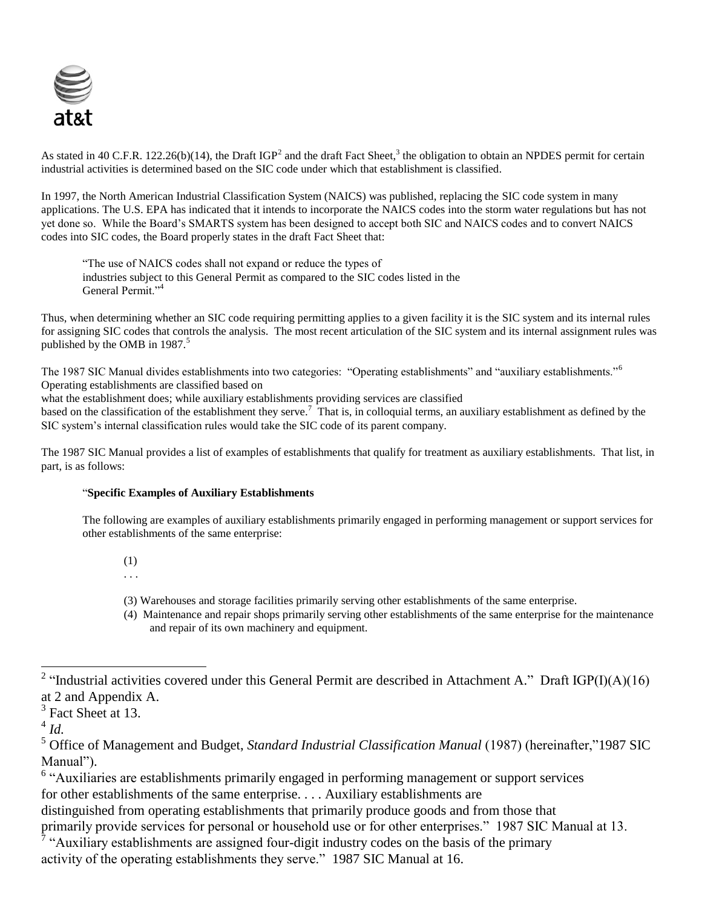at&t

As stated in 40 C.F.R. 122.26(b)(14), the Draft IGP[2] and the draft Fact Sheet,[3] the obligation to obtain an NPDES permit for certain industrial activities is determined based on the SIC code under which that establishment is classified.

In 1997, the North American Industrial Classification System (NAICS) was published, replacing the SIC code system in many applications. The U.S. EPA has indicated that it intends to incorporate the NAICS codes into the storm water regulations but has not yet done so. While the Board's SMARTS system has been designed to accept both SIC and NAICS codes and to convert NAICS codes into SIC codes, the Board properly states in the draft Fact Sheet that:

> "The use of NAICS codes shall not expand or reduce the types of industries subject to this General Permit as compared to the SIC codes listed in the General Permit."[4]

Thus, when determining whether an SIC code requiring permitting applies to a given facility it is the SIC system and its internal rules for assigning SIC codes that controls the analysis. The most recent articulation of the SIC system and its internal assignment rules was published by the OMB in 1987.[5]

The 1987 SIC Manual divides establishments into two categories: "Operating establishments" and "auxiliary establishments."[6] Operating establishments are classified based on what the establishment does; while auxiliary establishments providing services are classified based on the classification of the establishment they serve.[7] That is, in colloquial terms, an auxiliary establishment as defined by the SIC system's internal classification rules would take the SIC code of its parent company.

The 1987 SIC Manual provides a list of examples of establishments that qualify for treatment as auxiliary establishments. That list, in part, is as follows:

> "**Specific Examples of Auxiliary Establishments**
>
> The following are examples of auxiliary establishments primarily engaged in performing management or support services for other establishments of the same enterprise:
>
> (1)
> . . .
>
> (3) Warehouses and storage facilities primarily serving other establishments of the same enterprise.
> (4) Maintenance and repair shops primarily serving other establishments of the same enterprise for the maintenance and repair of its own machinery and equipment.

---

[2] "Industrial activities covered under this General Permit are described in Attachment A." Draft IGP(I)(A)(16) at 2 and Appendix A.

[3] Fact Sheet at 13.

[4] *Id.*

[5] Office of Management and Budget, *Standard Industrial Classification Manual* (1987) (hereinafter,"1987 SIC Manual").

[6] "Auxiliaries are establishments primarily engaged in performing management or support services for other establishments of the same enterprise. . . . Auxiliary establishments are distinguished from operating establishments that primarily produce goods and from those that primarily provide services for personal or household use or for other enterprises." 1987 SIC Manual at 13.

[7] "Auxiliary establishments are assigned four-digit industry codes on the basis of the primary activity of the operating establishments they serve." 1987 SIC Manual at 16.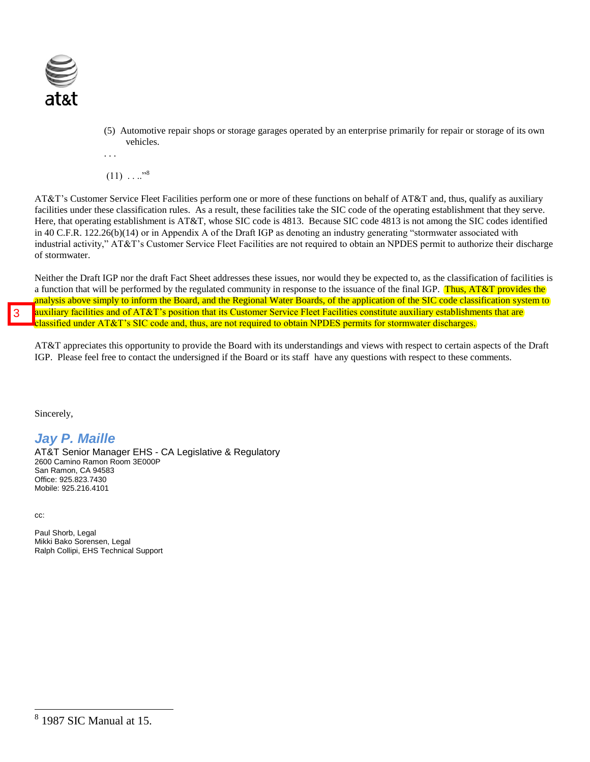(5) Automotive repair shops or storage garages operated by an enterprise primarily for repair or storage of its own vehicles.

. . .

(11) . . ..”[8]

AT&T’s Customer Service Fleet Facilities perform one or more of these functions on behalf of AT&T and, thus, qualify as auxiliary facilities under these classification rules. As a result, these facilities take the SIC code of the operating establishment that they serve. Here, that operating establishment is AT&T, whose SIC code is 4813. Because SIC code 4813 is not among the SIC codes identified in 40 C.F.R. 122.26(b)(14) or in Appendix A of the Draft IGP as denoting an industry generating “stormwater associated with industrial activity,” AT&T’s Customer Service Fleet Facilities are not required to obtain an NPDES permit to authorize their discharge of stormwater.

Neither the Draft IGP nor the draft Fact Sheet addresses these issues, nor would they be expected to, as the classification of facilities is a function that will be performed by the regulated community in response to the issuance of the final IGP. Thus, AT&T provides the analysis above simply to inform the Board, and the Regional Water Boards, of the application of the SIC code classification system to auxiliary facilities and of AT&T’s position that its Customer Service Fleet Facilities constitute auxiliary establishments that are classified under AT&T’s SIC code and, thus, are not required to obtain NPDES permits for stormwater discharges.

3

AT&T appreciates this opportunity to provide the Board with its understandings and views with respect to certain aspects of the Draft IGP. Please feel free to contact the undersigned if the Board or its staff have any questions with respect to these comments.

Sincerely,

***Jay P. Maille***

AT&T Senior Manager EHS - CA Legislative & Regulatory
2600 Camino Ramon Room 3E000P
San Ramon, CA 94583
Office: 925.823.7430
Mobile: 925.216.4101

cc:

Paul Shorb, Legal
Mikki Bako Sorensen, Legal
Ralph Collipi, EHS Technical Support

---

[8] 1987 SIC Manual at 15.